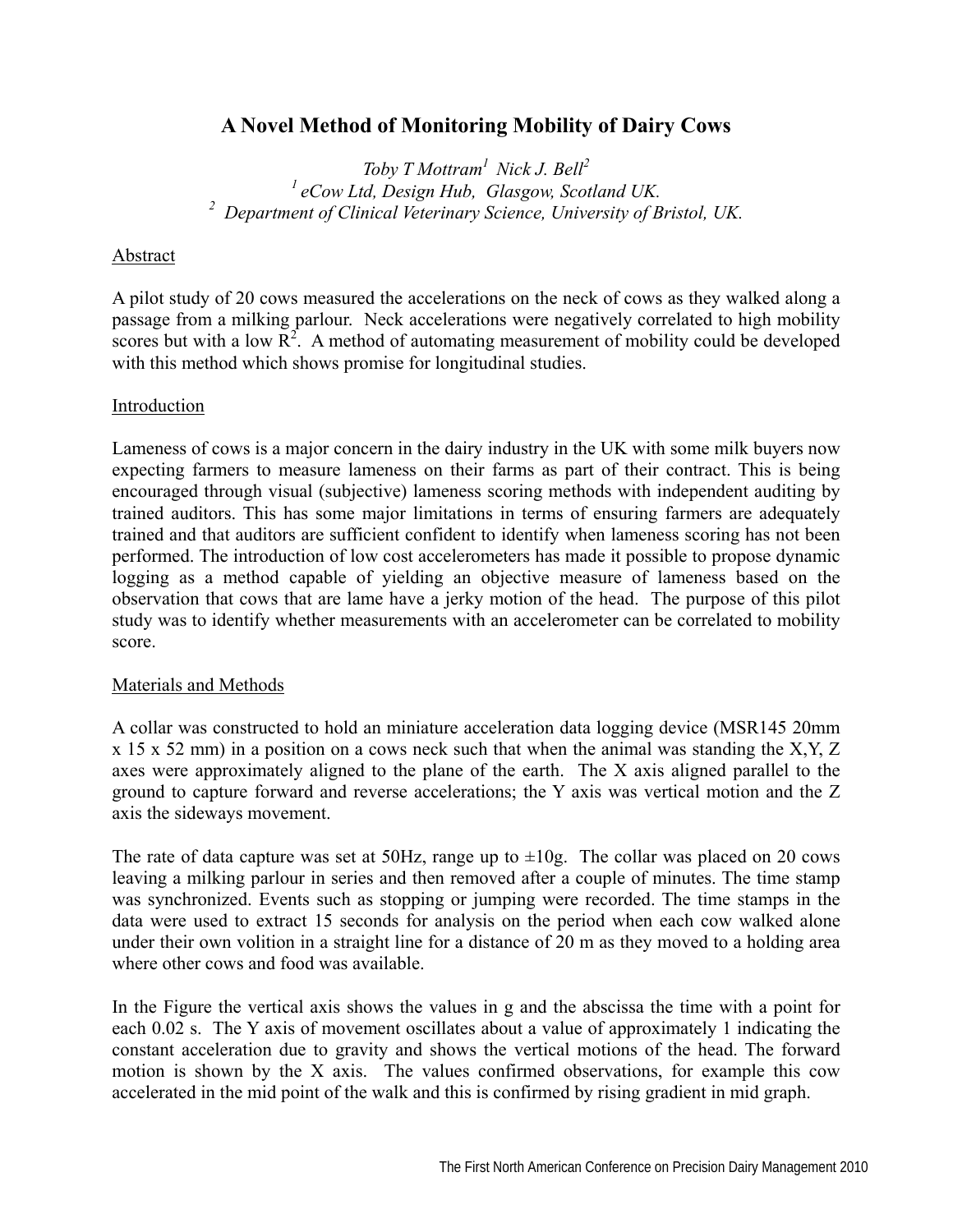# A Novel Method of Monitoring Mobility of Dairy Cows

*Toby T Mottram[1] Nick J. Bell[2]*
*[1] eCow Ltd, Design Hub, Glasgow, Scotland UK.*
*[2] Department of Clinical Veterinary Science, University of Bristol, UK.*

## Abstract

A pilot study of 20 cows measured the accelerations on the neck of cows as they walked along a passage from a milking parlour. Neck accelerations were negatively correlated to high mobility scores but with a low $R^2$. A method of automating measurement of mobility could be developed with this method which shows promise for longitudinal studies.

## Introduction

Lameness of cows is a major concern in the dairy industry in the UK with some milk buyers now expecting farmers to measure lameness on their farms as part of their contract. This is being encouraged through visual (subjective) lameness scoring methods with independent auditing by trained auditors. This has some major limitations in terms of ensuring farmers are adequately trained and that auditors are sufficient confident to identify when lameness scoring has not been performed. The introduction of low cost accelerometers has made it possible to propose dynamic logging as a method capable of yielding an objective measure of lameness based on the observation that cows that are lame have a jerky motion of the head. The purpose of this pilot study was to identify whether measurements with an accelerometer can be correlated to mobility score.

## Materials and Methods

A collar was constructed to hold an miniature acceleration data logging device (MSR145 20mm x 15 x 52 mm) in a position on a cows neck such that when the animal was standing the X,Y, Z axes were approximately aligned to the plane of the earth. The X axis aligned parallel to the ground to capture forward and reverse accelerations; the Y axis was vertical motion and the Z axis the sideways movement.

The rate of data capture was set at 50Hz, range up to ±10g. The collar was placed on 20 cows leaving a milking parlour in series and then removed after a couple of minutes. The time stamp was synchronized. Events such as stopping or jumping were recorded. The time stamps in the data were used to extract 15 seconds for analysis on the period when each cow walked alone under their own volition in a straight line for a distance of 20 m as they moved to a holding area where other cows and food was available.

In the Figure the vertical axis shows the values in g and the abscissa the time with a point for each 0.02 s. The Y axis of movement oscillates about a value of approximately 1 indicating the constant acceleration due to gravity and shows the vertical motions of the head. The forward motion is shown by the X axis. The values confirmed observations, for example this cow accelerated in the mid point of the walk and this is confirmed by rising gradient in mid graph.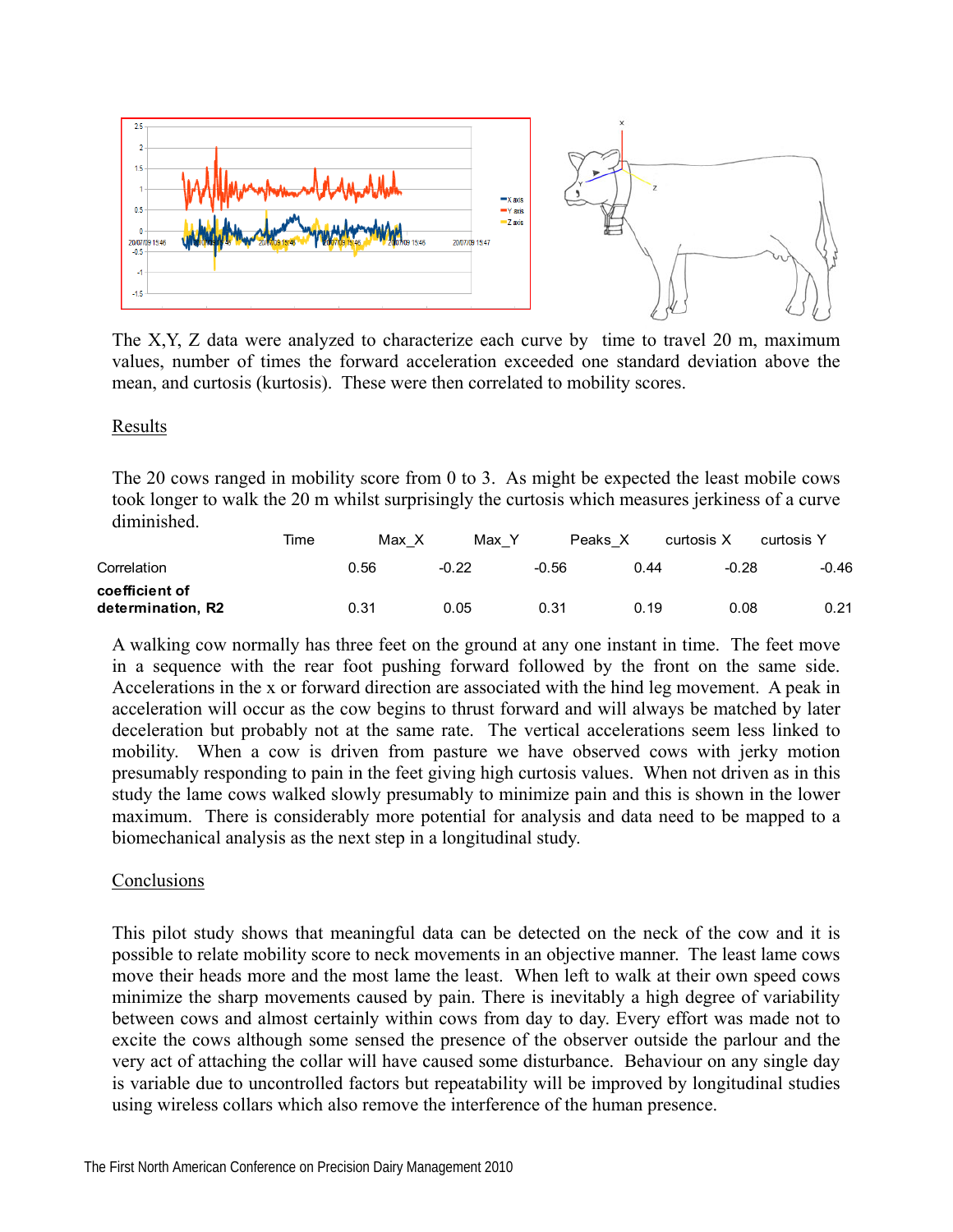2.5
2
1.5
1
0.5
0
-0.5
-1
-1.5

20/07/09 15:46
20/07/09 15:46
20/07/09 15:46
20/07/09 15:46
20/07/09 15:46
20/07/09 15:47

X axis
Y axis
Z axis

x
Y
z

The X,Y, Z data were analyzed to characterize each curve by time to travel 20 m, maximum values, number of times the forward acceleration exceeded one standard deviation above the mean, and curtosis (kurtosis). These were then correlated to mobility scores.

## Results

The 20 cows ranged in mobility score from 0 to 3. As might be expected the least mobile cows took longer to walk the 20 m whilst surprisingly the curtosis which measures jerkiness of a curve diminished.

| | Time | Max_X | Max_Y | Peaks_X | curtosis X | curtosis Y |
|---|---|---|---|---|---|---|
| Correlation | 0.56 | -0.22 | -0.56 | 0.44 | -0.28 | -0.46 |
| **coefficient of determination, R2** | 0.31 | 0.05 | 0.31 | 0.19 | 0.08 | 0.21 |

A walking cow normally has three feet on the ground at any one instant in time. The feet move in a sequence with the rear foot pushing forward followed by the front on the same side. Accelerations in the x or forward direction are associated with the hind leg movement. A peak in acceleration will occur as the cow begins to thrust forward and will always be matched by later deceleration but probably not at the same rate. The vertical accelerations seem less linked to mobility. When a cow is driven from pasture we have observed cows with jerky motion presumably responding to pain in the feet giving high curtosis values. When not driven as in this study the lame cows walked slowly presumably to minimize pain and this is shown in the lower maximum. There is considerably more potential for analysis and data need to be mapped to a biomechanical analysis as the next step in a longitudinal study.

## Conclusions

This pilot study shows that meaningful data can be detected on the neck of the cow and it is possible to relate mobility score to neck movements in an objective manner. The least lame cows move their heads more and the most lame the least. When left to walk at their own speed cows minimize the sharp movements caused by pain. There is inevitably a high degree of variability between cows and almost certainly within cows from day to day. Every effort was made not to excite the cows although some sensed the presence of the observer outside the parlour and the very act of attaching the collar will have caused some disturbance. Behaviour on any single day is variable due to uncontrolled factors but repeatability will be improved by longitudinal studies using wireless collars which also remove the interference of the human presence.